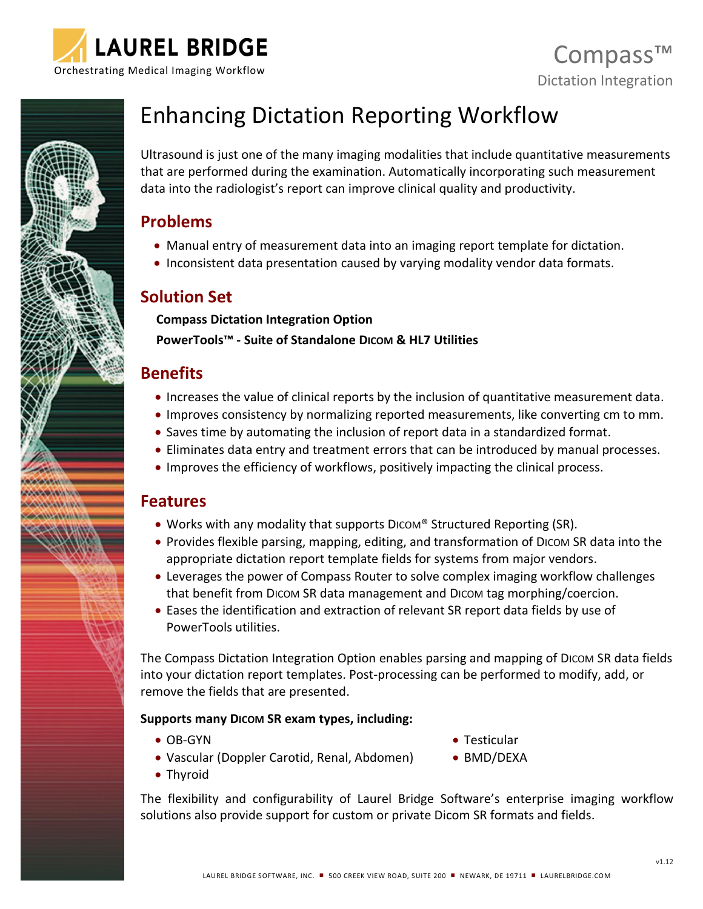LAUREL BRIDGE

Orchestrating Medical Imaging Workflow

Compass™

Dictation Integration

# Enhancing Dictation Reporting Workflow

Ultrasound is just one of the many imaging modalities that include quantitative measurements that are performed during the examination. Automatically incorporating such measurement data into the radiologist's report can improve clinical quality and productivity.

## Problems

- Manual entry of measurement data into an imaging report template for dictation.
- Inconsistent data presentation caused by varying modality vendor data formats.

## Solution Set

**Compass Dictation Integration Option**

**PowerTools™ - Suite of Standalone DICOM & HL7 Utilities**

## Benefits

- Increases the value of clinical reports by the inclusion of quantitative measurement data.
- Improves consistency by normalizing reported measurements, like converting cm to mm.
- Saves time by automating the inclusion of report data in a standardized format.
- Eliminates data entry and treatment errors that can be introduced by manual processes.
- Improves the efficiency of workflows, positively impacting the clinical process.

## Features

- Works with any modality that supports DICOM® Structured Reporting (SR).
- Provides flexible parsing, mapping, editing, and transformation of DICOM SR data into the appropriate dictation report template fields for systems from major vendors.
- Leverages the power of Compass Router to solve complex imaging workflow challenges that benefit from DICOM SR data management and DICOM tag morphing/coercion.
- Eases the identification and extraction of relevant SR report data fields by use of PowerTools utilities.

The Compass Dictation Integration Option enables parsing and mapping of DICOM SR data fields into your dictation report templates. Post-processing can be performed to modify, add, or remove the fields that are presented.

**Supports many DICOM SR exam types, including:**

- OB-GYN
- Vascular (Doppler Carotid, Renal, Abdomen)
- Thyroid
- Testicular
- BMD/DEXA

The flexibility and configurability of Laurel Bridge Software's enterprise imaging workflow solutions also provide support for custom or private Dicom SR formats and fields.

v1.12

LAUREL BRIDGE SOFTWARE, INC. ■ 500 CREEK VIEW ROAD, SUITE 200 ■ NEWARK, DE 19711 ■ LAURELBRIDGE.COM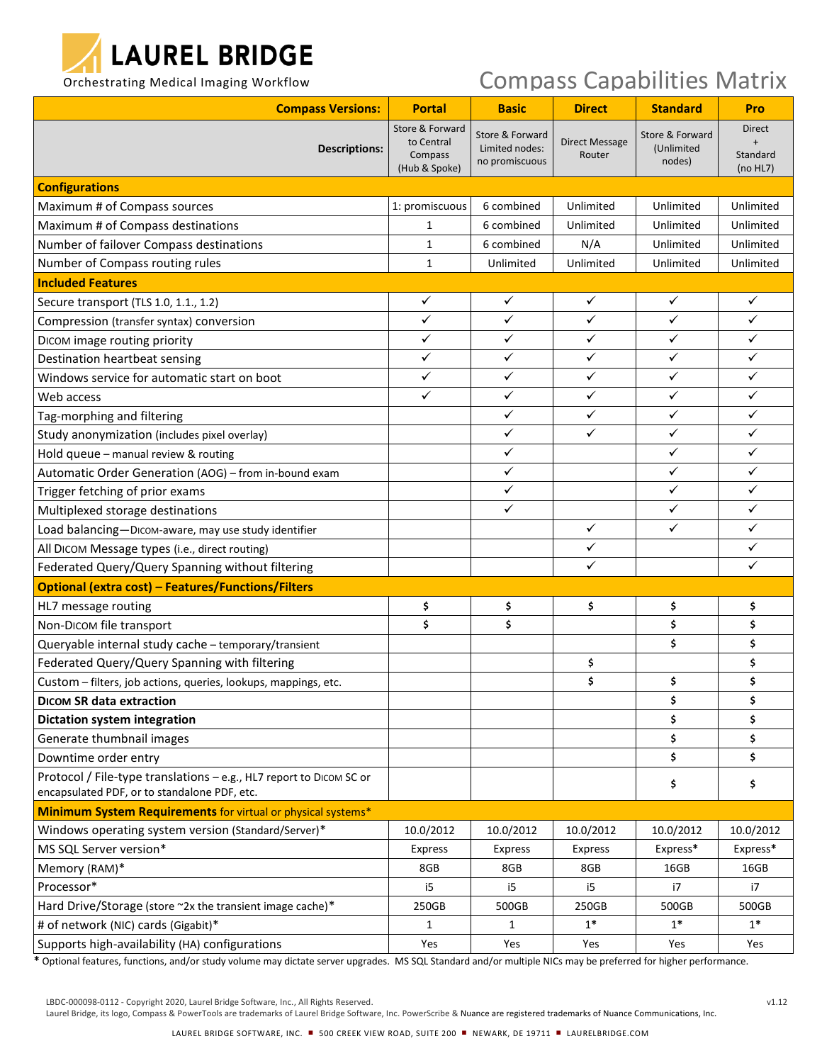LAUREL BRIDGE

Orchestrating Medical Imaging Workflow

# Compass Capabilities Matrix

| Compass Versions: | Portal | Basic | Direct | Standard | Pro |
|---|---|---|---|---|---|
| Descriptions: | Store & Forward to Central Compass (Hub & Spoke) | Store & Forward Limited nodes: no promiscuous | Direct Message Router | Store & Forward (Unlimited nodes) | Direct + Standard (no HL7) |
| **Configurations** | | | | | |
| Maximum # of Compass sources | 1: promiscuous | 6 combined | Unlimited | Unlimited | Unlimited |
| Maximum # of Compass destinations | 1 | 6 combined | Unlimited | Unlimited | Unlimited |
| Number of failover Compass destinations | 1 | 6 combined | N/A | Unlimited | Unlimited |
| Number of Compass routing rules | 1 | Unlimited | Unlimited | Unlimited | Unlimited |
| **Included Features** | | | | | |
| Secure transport (TLS 1.0, 1.1., 1.2) | ✓ | ✓ | ✓ | ✓ | ✓ |
| Compression (transfer syntax) conversion | ✓ | ✓ | ✓ | ✓ | ✓ |
| DICOM image routing priority | ✓ | ✓ | ✓ | ✓ | ✓ |
| Destination heartbeat sensing | ✓ | ✓ | ✓ | ✓ | ✓ |
| Windows service for automatic start on boot | ✓ | ✓ | ✓ | ✓ | ✓ |
| Web access | ✓ | ✓ | ✓ | ✓ | ✓ |
| Tag-morphing and filtering | | ✓ | ✓ | ✓ | ✓ |
| Study anonymization (includes pixel overlay) | | ✓ | ✓ | ✓ | ✓ |
| Hold queue – manual review & routing | | ✓ | | ✓ | ✓ |
| Automatic Order Generation (AOG) – from in-bound exam | | ✓ | | ✓ | ✓ |
| Trigger fetching of prior exams | | ✓ | | ✓ | ✓ |
| Multiplexed storage destinations | | ✓ | | ✓ | ✓ |
| Load balancing—DICOM-aware, may use study identifier | | | ✓ | ✓ | ✓ |
| All DICOM Message types (i.e., direct routing) | | | ✓ | | ✓ |
| Federated Query/Query Spanning without filtering | | | ✓ | | ✓ |
| **Optional (extra cost) – Features/Functions/Filters** | | | | | |
| HL7 message routing | $ | $ | $ | $ | $ |
| Non-DICOM file transport | $ | $ | | $ | $ |
| Queryable internal study cache – temporary/transient | | | | $ | $ |
| Federated Query/Query Spanning with filtering | | | $ | | $ |
| Custom – filters, job actions, queries, lookups, mappings, etc. | | | $ | $ | $ |
| **DICOM SR data extraction** | | | | $ | $ |
| **Dictation system integration** | | | | $ | $ |
| Generate thumbnail images | | | | $ | $ |
| Downtime order entry | | | | $ | $ |
| Protocol / File-type translations – e.g., HL7 report to DICOM SC or encapsulated PDF, or to standalone PDF, etc. | | | | $ | $ |
| **Minimum System Requirements** for virtual or physical systems* | | | | | |
| Windows operating system version (Standard/Server)* | 10.0/2012 | 10.0/2012 | 10.0/2012 | 10.0/2012 | 10.0/2012 |
| MS SQL Server version* | Express | Express | Express | Express* | Express* |
| Memory (RAM)* | 8GB | 8GB | 8GB | 16GB | 16GB |
| Processor* | i5 | i5 | i5 | i7 | i7 |
| Hard Drive/Storage (store ~2x the transient image cache)* | 250GB | 500GB | 250GB | 500GB | 500GB |
| # of network (NIC) cards (Gigabit)* | 1 | 1 | 1* | 1* | 1* |
| Supports high-availability (HA) configurations | Yes | Yes | Yes | Yes | Yes |

* Optional features, functions, and/or study volume may dictate server upgrades. MS SQL Standard and/or multiple NICs may be preferred for higher performance.

LBDC-000098-0112 - Copyright 2020, Laurel Bridge Software, Inc., All Rights Reserved. v1.12

Laurel Bridge, its logo, Compass & PowerTools are trademarks of Laurel Bridge Software, Inc. PowerScribe & Nuance are registered trademarks of Nuance Communications, Inc.

LAUREL BRIDGE SOFTWARE, INC. ■ 500 CREEK VIEW ROAD, SUITE 200 ■ NEWARK, DE 19711 ■ LAURELBRIDGE.COM